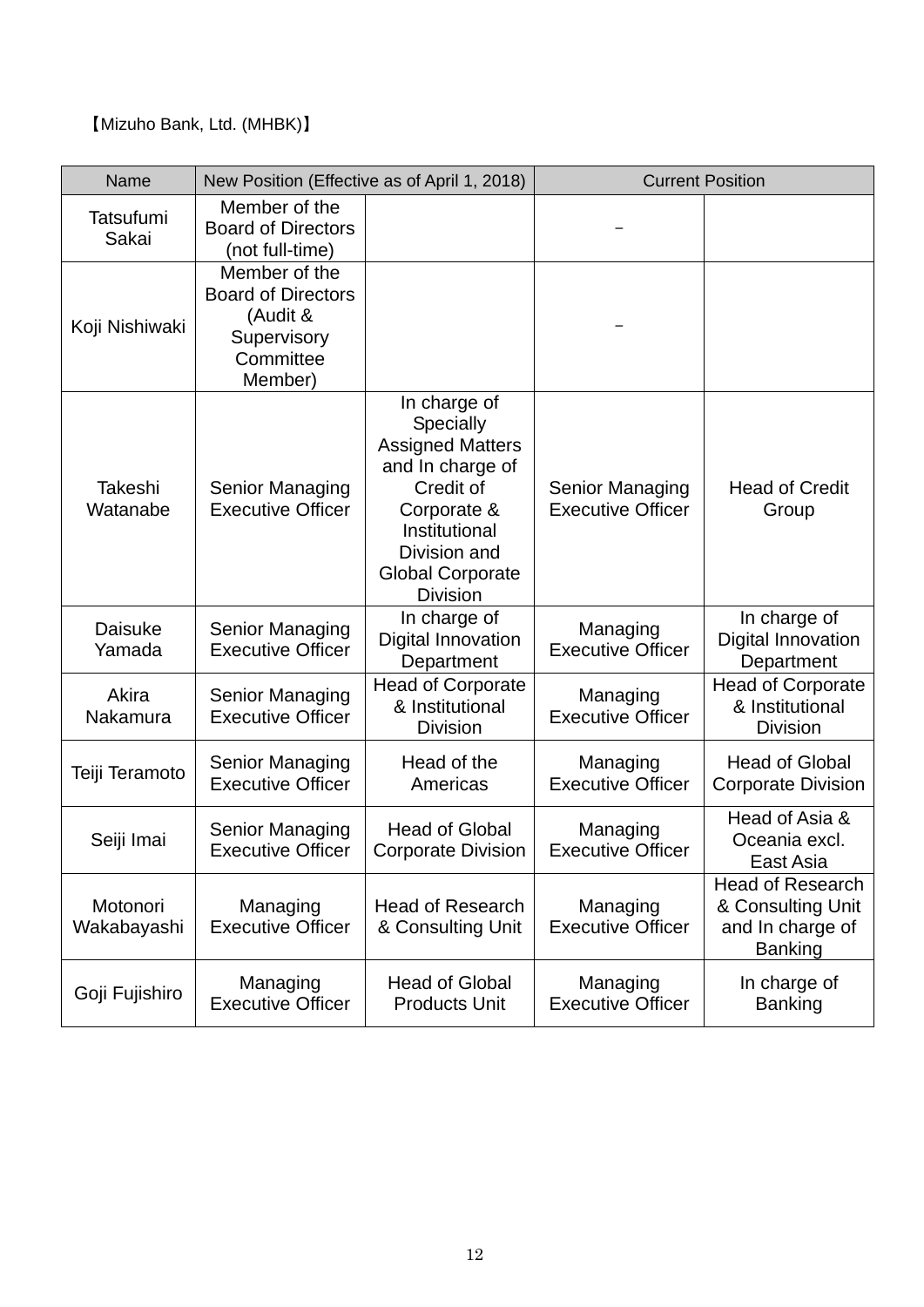【Mizuho Bank, Ltd. (MHBK)】

| Name | New Position (Effective as of April 1, 2018) | | Current Position | |
|---|---|---|---|---|
| Tatsufumi Sakai | Member of the Board of Directors (not full-time) | | － | |
| Koji Nishiwaki | Member of the Board of Directors (Audit & Supervisory Committee Member) | | － | |
| Takeshi Watanabe | Senior Managing Executive Officer | In charge of Specially Assigned Matters and In charge of Credit of Corporate & Institutional Division and Global Corporate Division | Senior Managing Executive Officer | Head of Credit Group |
| Daisuke Yamada | Senior Managing Executive Officer | In charge of Digital Innovation Department | Managing Executive Officer | In charge of Digital Innovation Department |
| Akira Nakamura | Senior Managing Executive Officer | Head of Corporate & Institutional Division | Managing Executive Officer | Head of Corporate & Institutional Division |
| Teiji Teramoto | Senior Managing Executive Officer | Head of the Americas | Managing Executive Officer | Head of Global Corporate Division |
| Seiji Imai | Senior Managing Executive Officer | Head of Global Corporate Division | Managing Executive Officer | Head of Asia & Oceania excl. East Asia |
| Motonori Wakabayashi | Managing Executive Officer | Head of Research & Consulting Unit | Managing Executive Officer | Head of Research & Consulting Unit and In charge of Banking |
| Goji Fujishiro | Managing Executive Officer | Head of Global Products Unit | Managing Executive Officer | In charge of Banking |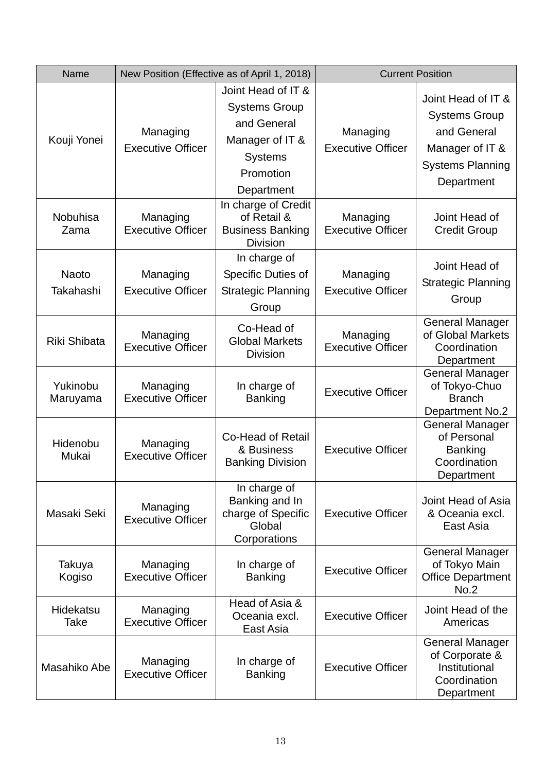| Name | New Position (Effective as of April 1, 2018) | | Current Position | |
|---|---|---|---|---|
| Kouji Yonei | Managing Executive Officer | Joint Head of IT & Systems Group and General Manager of IT & Systems Promotion Department | Managing Executive Officer | Joint Head of IT & Systems Group and General Manager of IT & Systems Planning Department |
| Nobuhisa Zama | Managing Executive Officer | In charge of Credit of Retail & Business Banking Division | Managing Executive Officer | Joint Head of Credit Group |
| Naoto Takahashi | Managing Executive Officer | In charge of Specific Duties of Strategic Planning Group | Managing Executive Officer | Joint Head of Strategic Planning Group |
| Riki Shibata | Managing Executive Officer | Co-Head of Global Markets Division | Managing Executive Officer | General Manager of Global Markets Coordination Department |
| Yukinobu Maruyama | Managing Executive Officer | In charge of Banking | Executive Officer | General Manager of Tokyo-Chuo Branch Department No.2 |
| Hidenobu Mukai | Managing Executive Officer | Co-Head of Retail & Business Banking Division | Executive Officer | General Manager of Personal Banking Coordination Department |
| Masaki Seki | Managing Executive Officer | In charge of Banking and In charge of Specific Global Corporations | Executive Officer | Joint Head of Asia & Oceania excl. East Asia |
| Takuya Kogiso | Managing Executive Officer | In charge of Banking | Executive Officer | General Manager of Tokyo Main Office Department No.2 |
| Hidekatsu Take | Managing Executive Officer | Head of Asia & Oceania excl. East Asia | Executive Officer | Joint Head of the Americas |
| Masahiko Abe | Managing Executive Officer | In charge of Banking | Executive Officer | General Manager of Corporate & Institutional Coordination Department |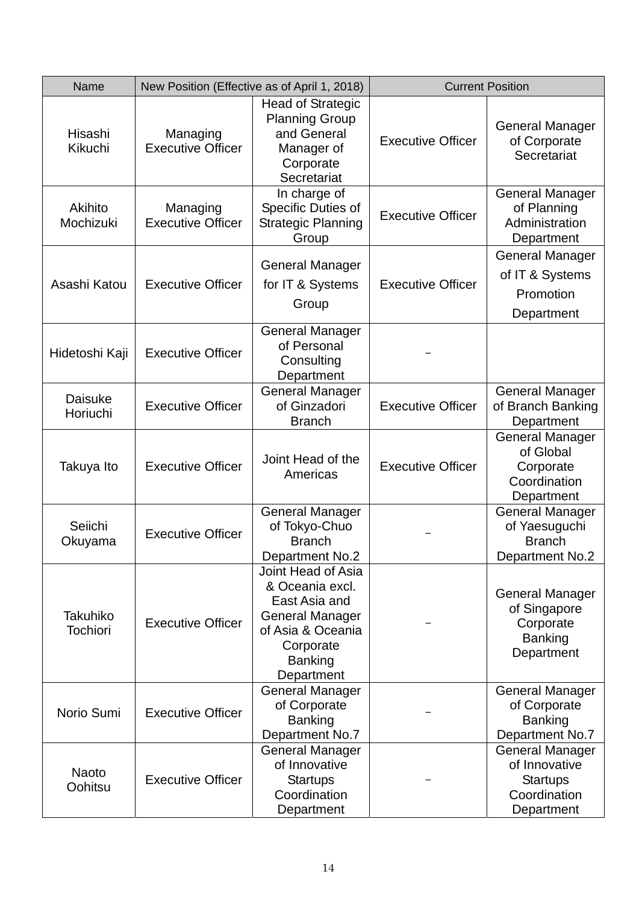| Name | New Position (Effective as of April 1, 2018) | | Current Position | |
|---|---|---|---|---|
| Hisashi Kikuchi | Managing Executive Officer | Head of Strategic Planning Group and General Manager of Corporate Secretariat | Executive Officer | General Manager of Corporate Secretariat |
| Akihito Mochizuki | Managing Executive Officer | In charge of Specific Duties of Strategic Planning Group | Executive Officer | General Manager of Planning Administration Department |
| Asashi Katou | Executive Officer | General Manager for IT & Systems Group | Executive Officer | General Manager of IT & Systems Promotion Department |
| Hidetoshi Kaji | Executive Officer | General Manager of Personal Consulting Department | － | |
| Daisuke Horiuchi | Executive Officer | General Manager of Ginzadori Branch | Executive Officer | General Manager of Branch Banking Department |
| Takuya Ito | Executive Officer | Joint Head of the Americas | Executive Officer | General Manager of Global Corporate Coordination Department |
| Seiichi Okuyama | Executive Officer | General Manager of Tokyo-Chuo Branch Department No.2 | － | General Manager of Yaesuguchi Branch Department No.2 |
| Takuhiko Tochiori | Executive Officer | Joint Head of Asia & Oceania excl. East Asia and General Manager of Asia & Oceania Corporate Banking Department | － | General Manager of Singapore Corporate Banking Department |
| Norio Sumi | Executive Officer | General Manager of Corporate Banking Department No.7 | － | General Manager of Corporate Banking Department No.7 |
| Naoto Oohitsu | Executive Officer | General Manager of Innovative Startups Coordination Department | － | General Manager of Innovative Startups Coordination Department |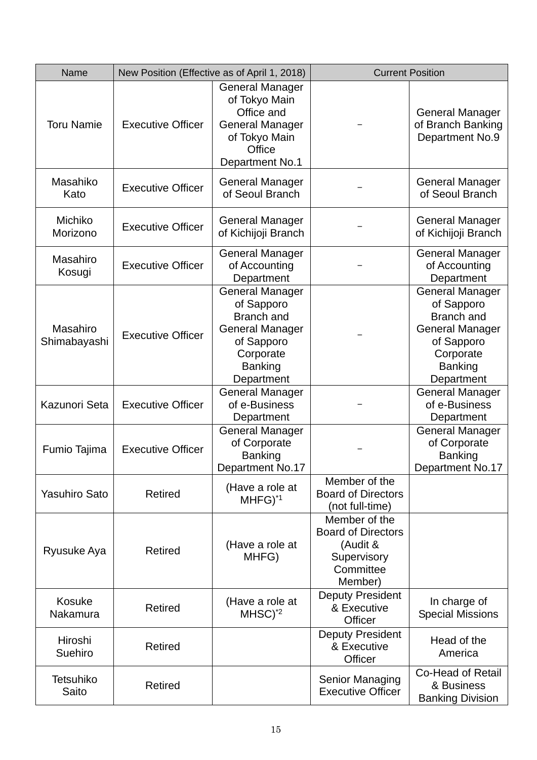| Name | New Position (Effective as of April 1, 2018) | | Current Position | |
|---|---|---|---|---|
| Toru Namie | Executive Officer | General Manager of Tokyo Main Office and General Manager of Tokyo Main Office Department No.1 | － | General Manager of Branch Banking Department No.9 |
| Masahiko Kato | Executive Officer | General Manager of Seoul Branch | － | General Manager of Seoul Branch |
| Michiko Morizono | Executive Officer | General Manager of Kichijoji Branch | － | General Manager of Kichijoji Branch |
| Masahiro Kosugi | Executive Officer | General Manager of Accounting Department | － | General Manager of Accounting Department |
| Masahiro Shimabayashi | Executive Officer | General Manager of Sapporo Branch and General Manager of Sapporo Corporate Banking Department | － | General Manager of Sapporo Branch and General Manager of Sapporo Corporate Banking Department |
| Kazunori Seta | Executive Officer | General Manager of e-Business Department | － | General Manager of e-Business Department |
| Fumio Tajima | Executive Officer | General Manager of Corporate Banking Department No.17 | － | General Manager of Corporate Banking Department No.17 |
| Yasuhiro Sato | Retired | (Have a role at MHFG)*1 | Member of the Board of Directors (not full-time) | |
| Ryusuke Aya | Retired | (Have a role at MHFG) | Member of the Board of Directors (Audit & Supervisory Committee Member) | |
| Kosuke Nakamura | Retired | (Have a role at MHSC)*2 | Deputy President & Executive Officer | In charge of Special Missions |
| Hiroshi Suehiro | Retired | | Deputy President & Executive Officer | Head of the America |
| Tetsuhiko Saito | Retired | | Senior Managing Executive Officer | Co-Head of Retail & Business Banking Division |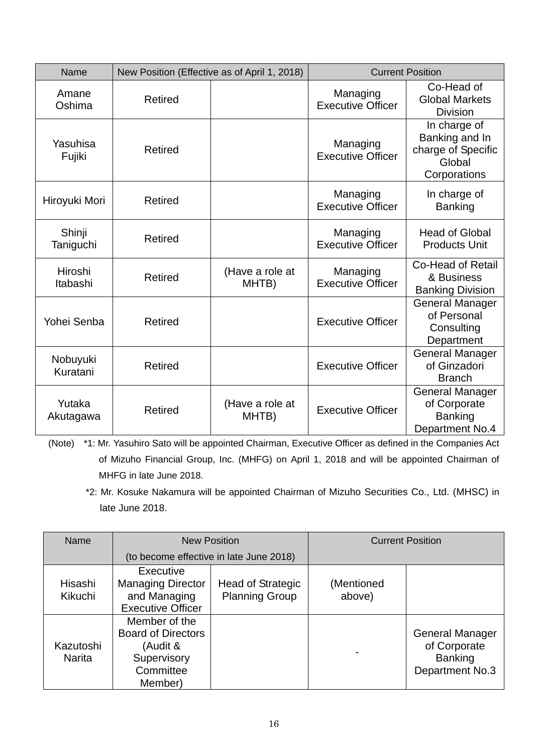| Name | New Position (Effective as of April 1, 2018) | | Current Position | |
|---|---|---|---|---|
| Amane Oshima | Retired | | Managing Executive Officer | Co-Head of Global Markets Division |
| Yasuhisa Fujiki | Retired | | Managing Executive Officer | In charge of Banking and In charge of Specific Global Corporations |
| Hiroyuki Mori | Retired | | Managing Executive Officer | In charge of Banking |
| Shinji Taniguchi | Retired | | Managing Executive Officer | Head of Global Products Unit |
| Hiroshi Itabashi | Retired | (Have a role at MHTB) | Managing Executive Officer | Co-Head of Retail & Business Banking Division |
| Yohei Senba | Retired | | Executive Officer | General Manager of Personal Consulting Department |
| Nobuyuki Kuratani | Retired | | Executive Officer | General Manager of Ginzadori Branch |
| Yutaka Akutagawa | Retired | (Have a role at MHTB) | Executive Officer | General Manager of Corporate Banking Department No.4 |

(Note) *1: Mr. Yasuhiro Sato will be appointed Chairman, Executive Officer as defined in the Companies Act of Mizuho Financial Group, Inc. (MHFG) on April 1, 2018 and will be appointed Chairman of MHFG in late June 2018.

*2: Mr. Kosuke Nakamura will be appointed Chairman of Mizuho Securities Co., Ltd. (MHSC) in late June 2018.

| Name | New Position (to become effective in late June 2018) | | Current Position | |
|---|---|---|---|---|
| Hisashi Kikuchi | Executive Managing Director and Managing Executive Officer | Head of Strategic Planning Group | (Mentioned above) | |
| Kazutoshi Narita | Member of the Board of Directors (Audit & Supervisory Committee Member) | | - | General Manager of Corporate Banking Department No.3 |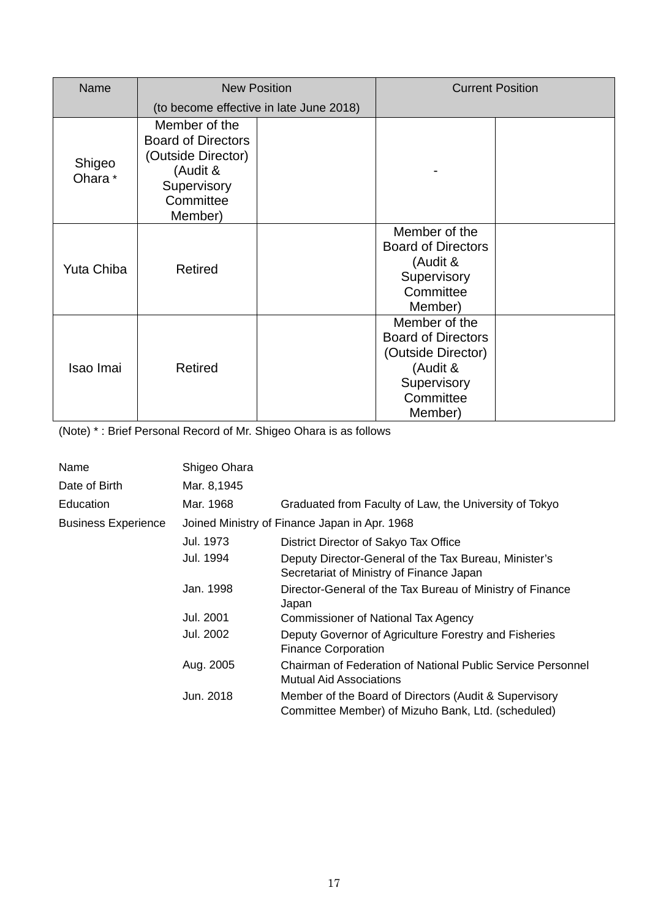| Name | New Position (to become effective in late June 2018) | | Current Position | |
|---|---|---|---|---|
| Shigeo Ohara * | Member of the Board of Directors (Outside Director) (Audit & Supervisory Committee Member) | | - | |
| Yuta Chiba | Retired | | Member of the Board of Directors (Audit & Supervisory Committee Member) | |
| Isao Imai | Retired | | Member of the Board of Directors (Outside Director) (Audit & Supervisory Committee Member) | |

(Note) * : Brief Personal Record of Mr. Shigeo Ohara is as follows

| | | |
|---|---|---|
| Name | Shigeo Ohara | |
| Date of Birth | Mar. 8,1945 | |
| Education | Mar. 1968 | Graduated from Faculty of Law, the University of Tokyo |
| Business Experience | Joined Ministry of Finance Japan in Apr. 1968 | |
| | Jul. 1973 | District Director of Sakyo Tax Office |
| | Jul. 1994 | Deputy Director-General of the Tax Bureau, Minister's Secretariat of Ministry of Finance Japan |
| | Jan. 1998 | Director-General of the Tax Bureau of Ministry of Finance Japan |
| | Jul. 2001 | Commissioner of National Tax Agency |
| | Jul. 2002 | Deputy Governor of Agriculture Forestry and Fisheries Finance Corporation |
| | Aug. 2005 | Chairman of Federation of National Public Service Personnel Mutual Aid Associations |
| | Jun. 2018 | Member of the Board of Directors (Audit & Supervisory Committee Member) of Mizuho Bank, Ltd. (scheduled) |